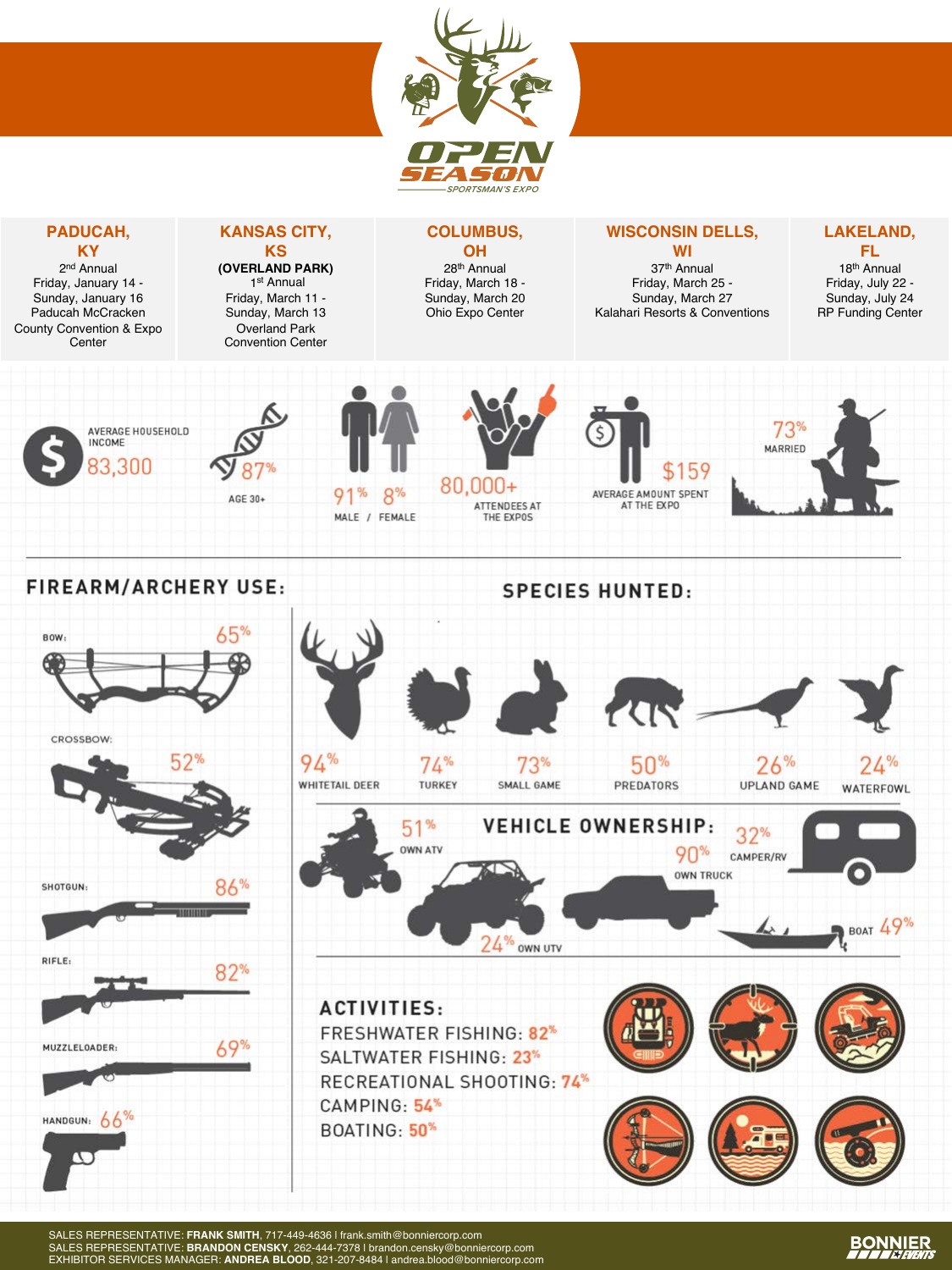# OPEN SEASON

SPORTSMAN'S EXPO

| PADUCAH, KY | KANSAS CITY, KS | COLUMBUS, OH | WISCONSIN DELLS, WI | LAKELAND, FL |
|---|---|---|---|---|
| 2nd Annual<br>Friday, January 14 - Sunday, January 16<br>Paducah McCracken County Convention & Expo Center | **(OVERLAND PARK)**<br>1st Annual<br>Friday, March 11 - Sunday, March 13<br>Overland Park Convention Center | 28th Annual<br>Friday, March 18 - Sunday, March 20<br>Ohio Expo Center | 37th Annual<br>Friday, March 25 - Sunday, March 27<br>Kalahari Resorts & Conventions | 18th Annual<br>Friday, July 22 - Sunday, July 24<br>RP Funding Center |

AVERAGE HOUSEHOLD INCOME $83,300

87% AGE 30+

91% / 8% MALE / FEMALE

80,000+ ATTENDEES AT THE EXPOS

$159 AVERAGE AMOUNT SPENT AT THE EXPO

73% MARRIED

## FIREARM/ARCHERY USE:

- BOW: 65%
- CROSSBOW: 52%
- SHOTGUN: 86%
- RIFLE: 82%
- MUZZLELOADER: 69%
- HANDGUN: 66%

## SPECIES HUNTED:

- WHITETAIL DEER: 94%
- TURKEY: 74%
- SMALL GAME: 73%
- PREDATORS: 50%
- UPLAND GAME: 26%
- WATERFOWL: 24%

## VEHICLE OWNERSHIP:

- OWN ATV: 51%
- OWN TRUCK: 90%
- CAMPER/RV: 32%
- OWN UTV: 24%
- BOAT: 49%

## ACTIVITIES:

- FRESHWATER FISHING: 82%
- SALTWATER FISHING: 23%
- RECREATIONAL SHOOTING: 74%
- CAMPING: 54%
- BOATING: 50%

SALES REPRESENTATIVE: **FRANK SMITH**, 717-449-4636 | frank.smith@bonniercorp.com
SALES REPRESENTATIVE: **BRANDON CENSKY**, 262-444-7378 | brandon.censky@bonniercorp.com
EXHIBITOR SERVICES MANAGER: **ANDREA BLOOD**, 321-207-8484 | andrea.blood@bonniercorp.com

BONNIER EVENTS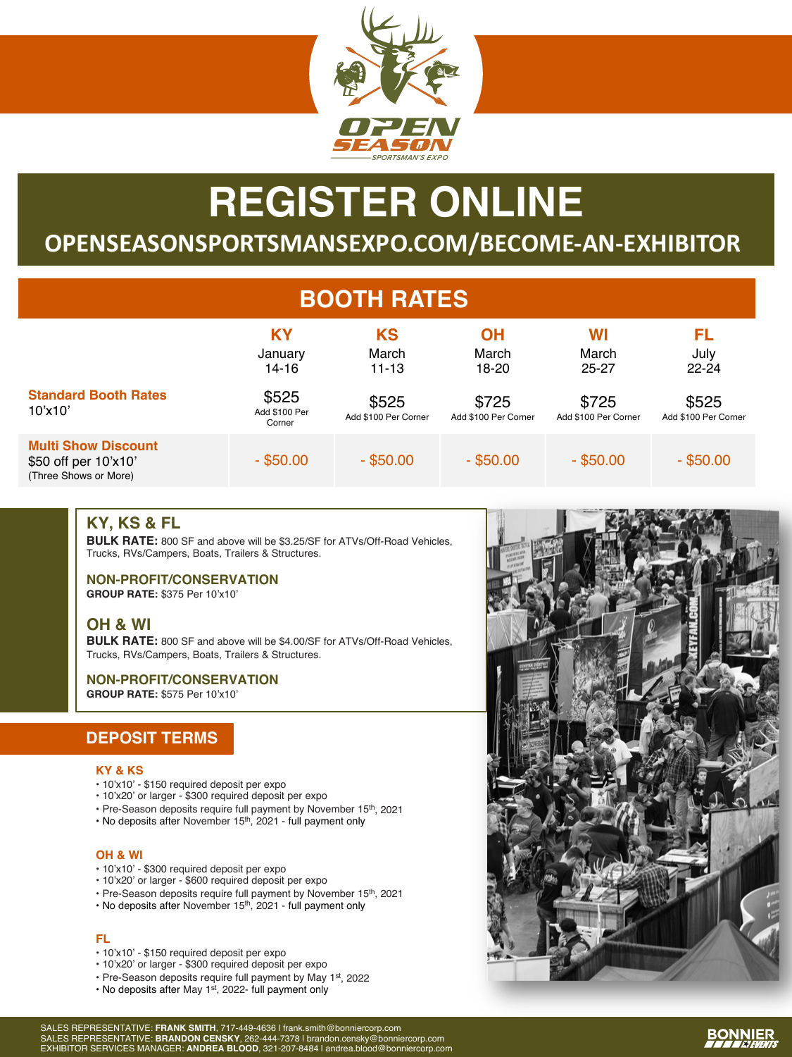# REGISTER ONLINE

## OPENSEASONSPORTSMANSEXPO.COM/BECOME-AN-EXHIBITOR

## BOOTH RATES

| | KY<br>January<br>14-16 | KS<br>March<br>11-13 | OH<br>March<br>18-20 | WI<br>March<br>25-27 | FL<br>July<br>22-24 |
|---|---|---|---|---|---|
| **Standard Booth Rates**<br>10'x10' | $525<br>Add $100 Per Corner | $525<br>Add $100 Per Corner | $725<br>Add $100 Per Corner | $725<br>Add $100 Per Corner | $525<br>Add $100 Per Corner |
| **Multi Show Discount**<br>$50 off per 10'x10'<br>(Three Shows or More) | - $50.00 | - $50.00 | - $50.00 | - $50.00 | - $50.00 |

### KY, KS & FL

**BULK RATE:** 800 SF and above will be $3.25/SF for ATVs/Off-Road Vehicles, Trucks, RVs/Campers, Boats, Trailers & Structures.

**NON-PROFIT/CONSERVATION**
**GROUP RATE:** $375 Per 10'x10'

### OH & WI

**BULK RATE:** 800 SF and above will be $4.00/SF for ATVs/Off-Road Vehicles, Trucks, RVs/Campers, Boats, Trailers & Structures.

**NON-PROFIT/CONSERVATION**
**GROUP RATE:** $575 Per 10'x10'

## DEPOSIT TERMS

**KY & KS**

- 10'x10' - $150 required deposit per expo
- 10'x20' or larger - $300 required deposit per expo
- Pre-Season deposits require full payment by November 15th, 2021
- No deposits after November 15th, 2021 - full payment only

**OH & WI**

- 10'x10' - $300 required deposit per expo
- 10'x20' or larger - $600 required deposit per expo
- Pre-Season deposits require full payment by November 15th, 2021
- No deposits after November 15th, 2021 - full payment only

**FL**

- 10'x10' - $150 required deposit per expo
- 10'x20' or larger - $300 required deposit per expo
- Pre-Season deposits require full payment by May 1st, 2022
- No deposits after May 1st, 2022- full payment only

SALES REPRESENTATIVE: **FRANK SMITH**, 717-449-4636 | frank.smith@bonniercorp.com
SALES REPRESENTATIVE: **BRANDON CENSKY**, 262-444-7378 | brandon.censky@bonniercorp.com
EXHIBITOR SERVICES MANAGER: **ANDREA BLOOD**, 321-207-8484 | andrea.blood@bonniercorp.com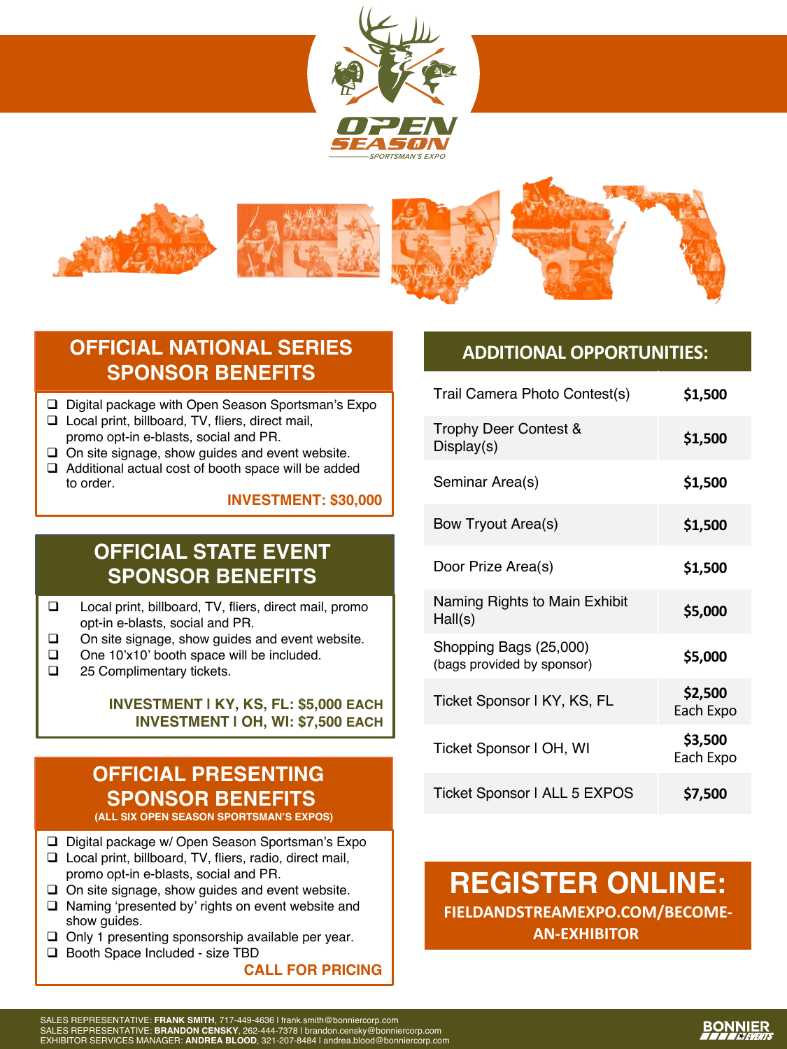# OPEN SEASON SPORTSMAN'S EXPO

## OFFICIAL NATIONAL SERIES SPONSOR BENEFITS

- Digital package with Open Season Sportsman's Expo
- Local print, billboard, TV, fliers, direct mail, promo opt-in e-blasts, social and PR.
- On site signage, show guides and event website.
- Additional actual cost of booth space will be added to order.

**INVESTMENT: $30,000**

## OFFICIAL STATE EVENT SPONSOR BENEFITS

- Local print, billboard, TV, fliers, direct mail, promo opt-in e-blasts, social and PR.
- On site signage, show guides and event website.
- One 10'x10' booth space will be included.
- 25 Complimentary tickets.

**INVESTMENT | KY, KS, FL: $5,000 EACH**
**INVESTMENT | OH, WI: $7,500 EACH**

## OFFICIAL PRESENTING SPONSOR BENEFITS

**(ALL SIX OPEN SEASON SPORTSMAN'S EXPOS)**

- Digital package w/ Open Season Sportsman's Expo
- Local print, billboard, TV, fliers, radio, direct mail, promo opt-in e-blasts, social and PR.
- On site signage, show guides and event website.
- Naming 'presented by' rights on event website and show guides.
- Only 1 presenting sponsorship available per year.
- Booth Space Included - size TBD

**CALL FOR PRICING**

## ADDITIONAL OPPORTUNITIES:

| Opportunity | Price |
|---|---|
| Trail Camera Photo Contest(s) | $1,500 |
| Trophy Deer Contest & Display(s) | $1,500 |
| Seminar Area(s) | $1,500 |
| Bow Tryout Area(s) | $1,500 |
| Door Prize Area(s) | $1,500 |
| Naming Rights to Main Exhibit Hall(s) | $5,000 |
| Shopping Bags (25,000) (bags provided by sponsor) | $5,000 |
| Ticket Sponsor \| KY, KS, FL | $2,500 Each Expo |
| Ticket Sponsor \| OH, WI | $3,500 Each Expo |
| Ticket Sponsor \| ALL 5 EXPOS | $7,500 |

## REGISTER ONLINE:

**FIELDANDSTREAMEXPO.COM/BECOME-AN-EXHIBITOR**

SALES REPRESENTATIVE: **FRANK SMITH**, 717-449-4636 | frank.smith@bonniercorp.com
SALES REPRESENTATIVE: **BRANDON CENSKY**, 262-444-7378 | brandon.censky@bonniercorp.com
EXHIBITOR SERVICES MANAGER: **ANDREA BLOOD**, 321-207-8484 | andrea.blood@bonniercorp.com

BONNIER EVENTS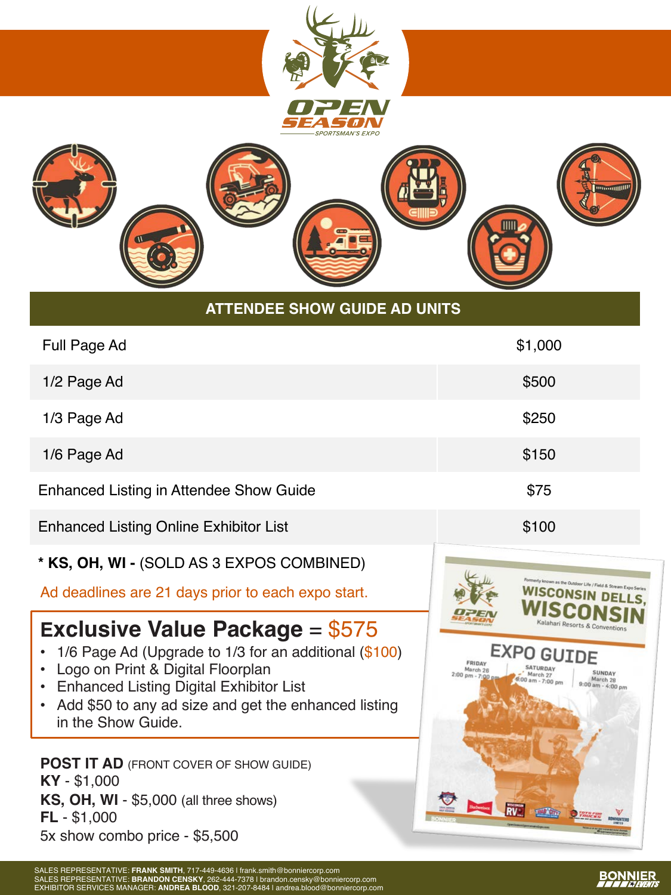# OPEN SEASON SPORTSMAN'S EXPO

## ATTENDEE SHOW GUIDE AD UNITS

| Ad Unit | Price |
|---|---|
| Full Page Ad | $1,000 |
| 1/2 Page Ad | $500 |
| 1/3 Page Ad | $250 |
| 1/6 Page Ad | $150 |
| Enhanced Listing in Attendee Show Guide | $75 |
| Enhanced Listing Online Exhibitor List | $100 |

**\* KS, OH, WI -** (SOLD AS 3 EXPOS COMBINED)

Ad deadlines are 21 days prior to each expo start.

### Exclusive Value Package = $575

- 1/6 Page Ad (Upgrade to 1/3 for an additional ($100)
- Logo on Print & Digital Floorplan
- Enhanced Listing Digital Exhibitor List
- Add $50 to any ad size and get the enhanced listing in the Show Guide.

**POST IT AD** (FRONT COVER OF SHOW GUIDE)
**KY** - $1,000
**KS, OH, WI** - $5,000 (all three shows)
**FL** - $1,000
5x show combo price - $5,500

SALES REPRESENTATIVE: **FRANK SMITH**, 717-449-4636 | frank.smith@bonniercorp.com
SALES REPRESENTATIVE: **BRANDON CENSKY**, 262-444-7378 | brandon.censky@bonniercorp.com
EXHIBITOR SERVICES MANAGER: **ANDREA BLOOD**, 321-207-8484 | andrea.blood@bonniercorp.com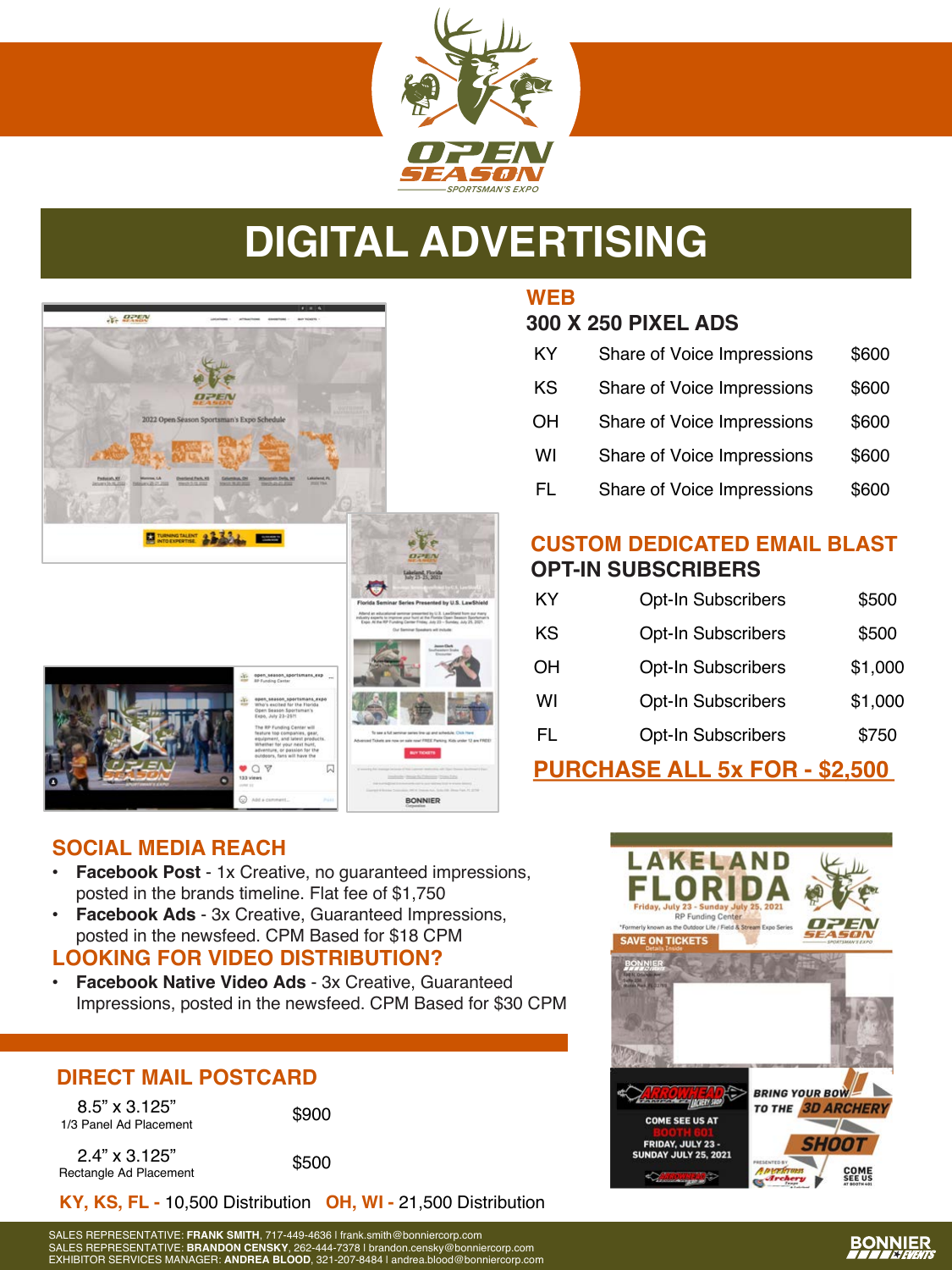OPEN SEASON
SPORTSMAN'S EXPO

# DIGITAL ADVERTISING

## WEB

### 300 X 250 PIXEL ADS

| | | |
|---|---|---|
| KY | Share of Voice Impressions | $600 |
| KS | Share of Voice Impressions | $600 |
| OH | Share of Voice Impressions | $600 |
| WI | Share of Voice Impressions | $600 |
| FL | Share of Voice Impressions | $600 |

## CUSTOM DEDICATED EMAIL BLAST

### OPT-IN SUBSCRIBERS

| | | |
|---|---|---|
| KY | Opt-In Subscribers | $500 |
| KS | Opt-In Subscribers | $500 |
| OH | Opt-In Subscribers | $1,000 |
| WI | Opt-In Subscribers | $1,000 |
| FL | Opt-In Subscribers | $750 |

**PURCHASE ALL 5x FOR - $2,500**

## SOCIAL MEDIA REACH

- **Facebook Post** - 1x Creative, no guaranteed impressions, posted in the brands timeline. Flat fee of $1,750
- **Facebook Ads** - 3x Creative, Guaranteed Impressions, posted in the newsfeed. CPM Based for $18 CPM

## LOOKING FOR VIDEO DISTRIBUTION?

- **Facebook Native Video Ads** - 3x Creative, Guaranteed Impressions, posted in the newsfeed. CPM Based for $30 CPM

## DIRECT MAIL POSTCARD

| | |
|---|---|
| 8.5" x 3.125" 1/3 Panel Ad Placement | $900 |
| 2.4" x 3.125" Rectangle Ad Placement | $500 |

**KY, KS, FL -** 10,500 Distribution **OH, WI -** 21,500 Distribution

SALES REPRESENTATIVE: **FRANK SMITH**, 717-449-4636 I frank.smith@bonniercorp.com
SALES REPRESENTATIVE: **BRANDON CENSKY**, 262-444-7378 I brandon.censky@bonniercorp.com
EXHIBITOR SERVICES MANAGER: **ANDREA BLOOD**, 321-207-8484 I andrea.blood@bonniercorp.com

BONNIER EVENTS